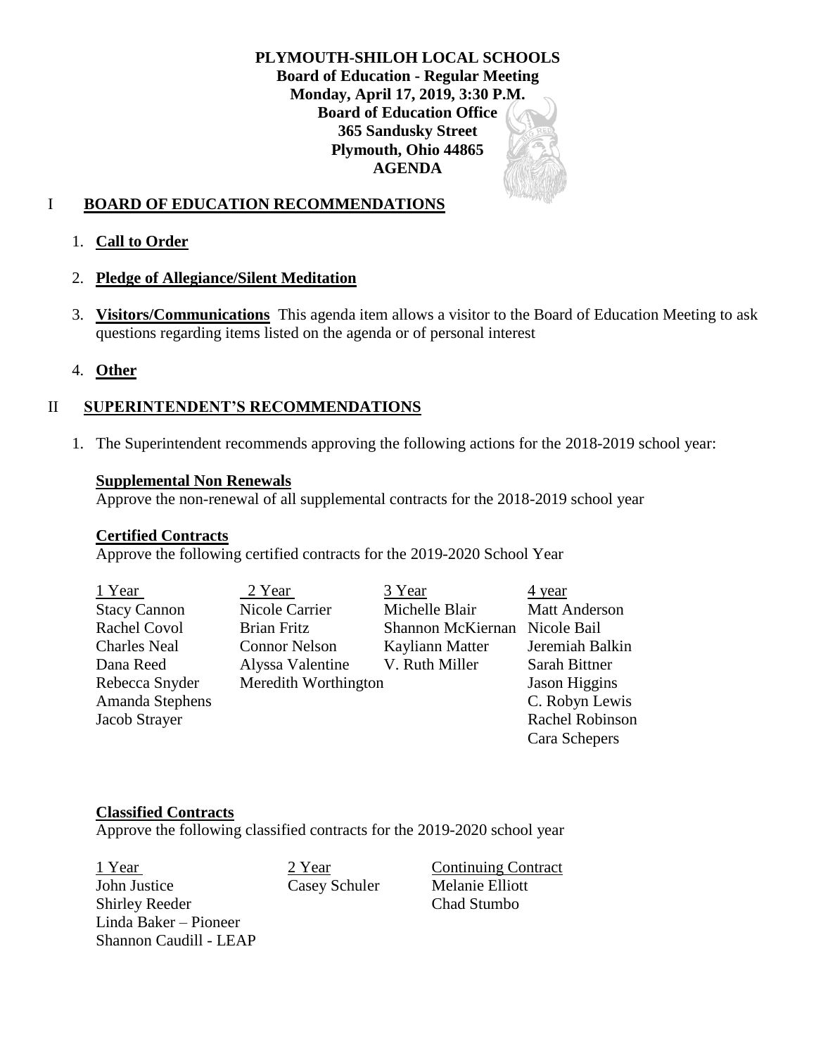**PLYMOUTH-SHILOH LOCAL SCHOOLS**
**Board of Education - Regular Meeting**
**Monday, April 17, 2019, 3:30 P.M.**
**Board of Education Office**
**365 Sandusky Street**
**Plymouth, Ohio 44865**
**AGENDA**

## I BOARD OF EDUCATION RECOMMENDATIONS

1. **Call to Order**
2. **Pledge of Allegiance/Silent Meditation**
3. **Visitors/Communications** This agenda item allows a visitor to the Board of Education Meeting to ask questions regarding items listed on the agenda or of personal interest
4. **Other**

## II SUPERINTENDENT'S RECOMMENDATIONS

1. The Superintendent recommends approving the following actions for the 2018-2019 school year:

**Supplemental Non Renewals**
Approve the non-renewal of all supplemental contracts for the 2018-2019 school year

**Certified Contracts**
Approve the following certified contracts for the 2019-2020 School Year

| 1 Year | 2 Year | 3 Year | 4 year |
|---|---|---|---|
| Stacy Cannon | Nicole Carrier | Michelle Blair | Matt Anderson |
| Rachel Covol | Brian Fritz | Shannon McKiernan | Nicole Bail |
| Charles Neal | Connor Nelson | Kayliann Matter | Jeremiah Balkin |
| Dana Reed | Alyssa Valentine | V. Ruth Miller | Sarah Bittner |
| Rebecca Snyder | Meredith Worthington | | Jason Higgins |
| Amanda Stephens | | | C. Robyn Lewis |
| Jacob Strayer | | | Rachel Robinson |
| | | | Cara Schepers |

**Classified Contracts**
Approve the following classified contracts for the 2019-2020 school year

| 1 Year | 2 Year | Continuing Contract |
|---|---|---|
| John Justice | Casey Schuler | Melanie Elliott |
| Shirley Reeder | | Chad Stumbo |
| Linda Baker – Pioneer | | |
| Shannon Caudill - LEAP | | |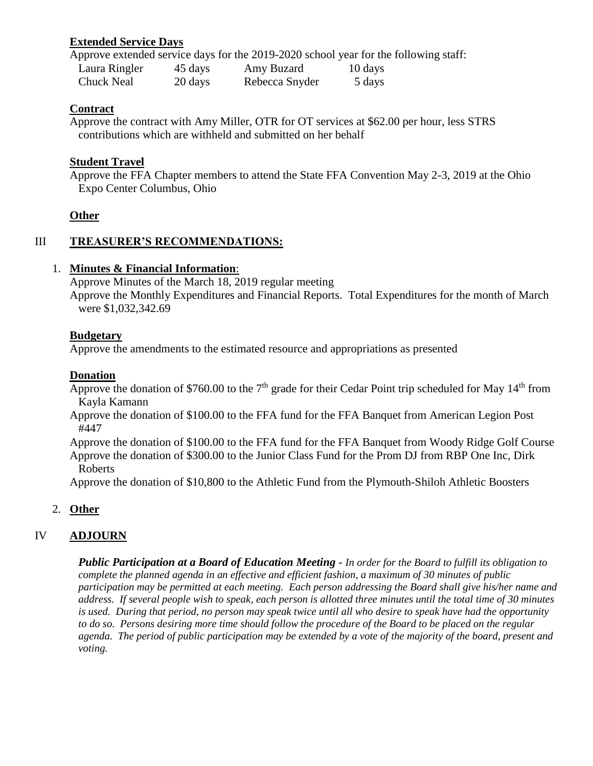**Extended Service Days**

Approve extended service days for the 2019-2020 school year for the following staff:

| | | | |
|---|---|---|---|
| Laura Ringler | 45 days | Amy Buzard | 10 days |
| Chuck Neal | 20 days | Rebecca Snyder | 5 days |

**Contract**

Approve the contract with Amy Miller, OTR for OT services at $62.00 per hour, less STRS contributions which are withheld and submitted on her behalf

**Student Travel**

Approve the FFA Chapter members to attend the State FFA Convention May 2-3, 2019 at the Ohio Expo Center Columbus, Ohio

**Other**

## III TREASURER'S RECOMMENDATIONS:

1. **Minutes & Financial Information**:

   Approve Minutes of the March 18, 2019 regular meeting

   Approve the Monthly Expenditures and Financial Reports. Total Expenditures for the month of March were $1,032,342.69

   **Budgetary**

   Approve the amendments to the estimated resource and appropriations as presented

   **Donation**

   Approve the donation of $760.00 to the 7th grade for their Cedar Point trip scheduled for May 14th from Kayla Kamann

   Approve the donation of $100.00 to the FFA fund for the FFA Banquet from American Legion Post #447

   Approve the donation of $100.00 to the FFA fund for the FFA Banquet from Woody Ridge Golf Course

   Approve the donation of $300.00 to the Junior Class Fund for the Prom DJ from RBP One Inc, Dirk Roberts

   Approve the donation of $10,800 to the Athletic Fund from the Plymouth-Shiloh Athletic Boosters

2. **Other**

## IV ADJOURN

***Public Participation at a Board of Education Meeting*** - *In order for the Board to fulfill its obligation to complete the planned agenda in an effective and efficient fashion, a maximum of 30 minutes of public participation may be permitted at each meeting. Each person addressing the Board shall give his/her name and address. If several people wish to speak, each person is allotted three minutes until the total time of 30 minutes is used. During that period, no person may speak twice until all who desire to speak have had the opportunity to do so. Persons desiring more time should follow the procedure of the Board to be placed on the regular agenda. The period of public participation may be extended by a vote of the majority of the board, present and voting.*